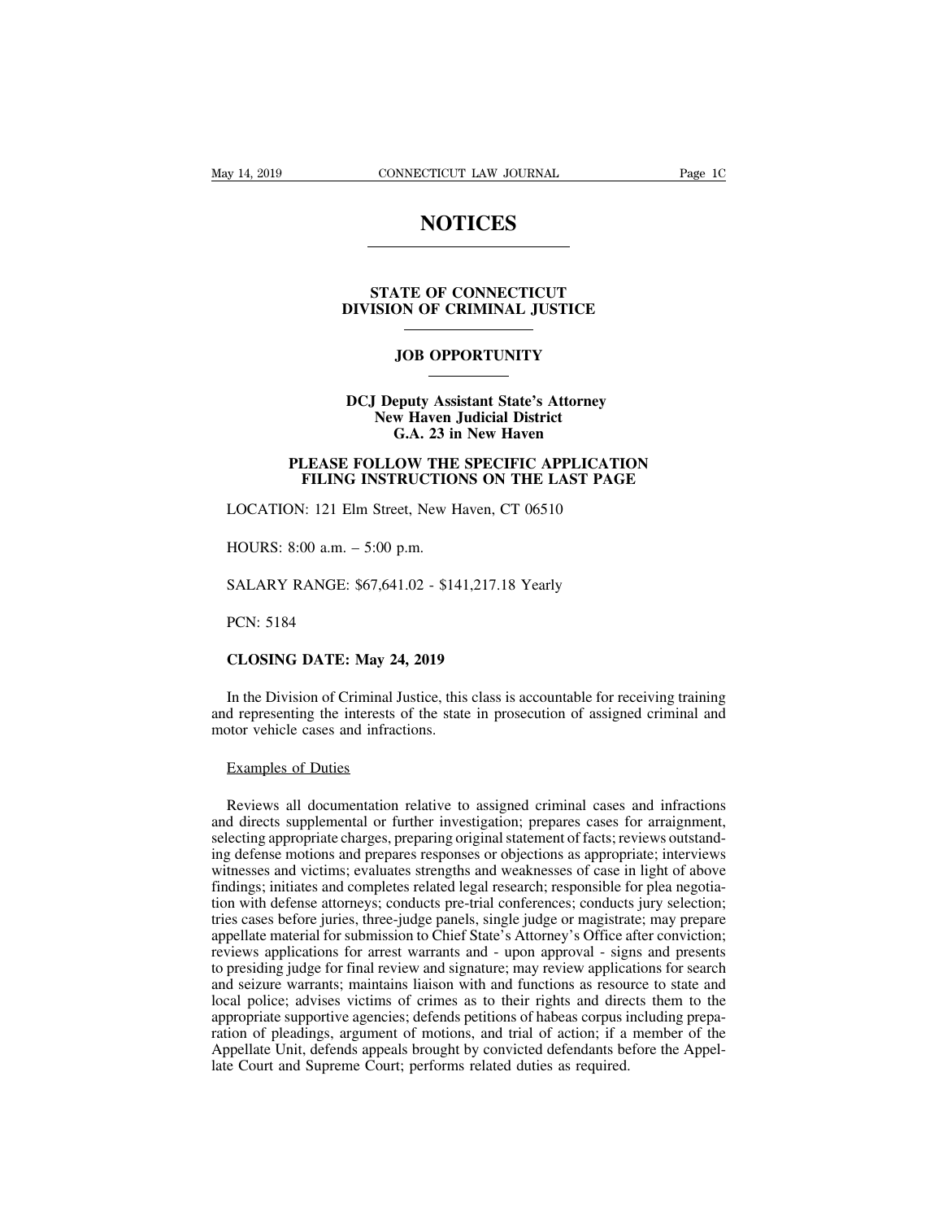# NOTICES

## STATE OF CONNECTICUT
## DIVISION OF CRIMINAL JUSTICE

### JOB OPPORTUNITY

**DCJ Deputy Assistant State's Attorney**
**New Haven Judicial District**
**G.A. 23 in New Haven**

**PLEASE FOLLOW THE SPECIFIC APPLICATION FILING INSTRUCTIONS ON THE LAST PAGE**

LOCATION: 121 Elm Street, New Haven, CT 06510

HOURS: 8:00 a.m. – 5:00 p.m.

SALARY RANGE: $67,641.02 - $141,217.18 Yearly

PCN: 5184

**CLOSING DATE: May 24, 2019**

In the Division of Criminal Justice, this class is accountable for receiving training and representing the interests of the state in prosecution of assigned criminal and motor vehicle cases and infractions.

Examples of Duties

Reviews all documentation relative to assigned criminal cases and infractions and directs supplemental or further investigation; prepares cases for arraignment, selecting appropriate charges, preparing original statement of facts; reviews outstanding defense motions and prepares responses or objections as appropriate; interviews witnesses and victims; evaluates strengths and weaknesses of case in light of above findings; initiates and completes related legal research; responsible for plea negotiation with defense attorneys; conducts pre-trial conferences; conducts jury selection; tries cases before juries, three-judge panels, single judge or magistrate; may prepare appellate material for submission to Chief State's Attorney's Office after conviction; reviews applications for arrest warrants and - upon approval - signs and presents to presiding judge for final review and signature; may review applications for search and seizure warrants; maintains liaison with and functions as resource to state and local police; advises victims of crimes as to their rights and directs them to the appropriate supportive agencies; defends petitions of habeas corpus including preparation of pleadings, argument of motions, and trial of action; if a member of the Appellate Unit, defends appeals brought by convicted defendants before the Appellate Court and Supreme Court; performs related duties as required.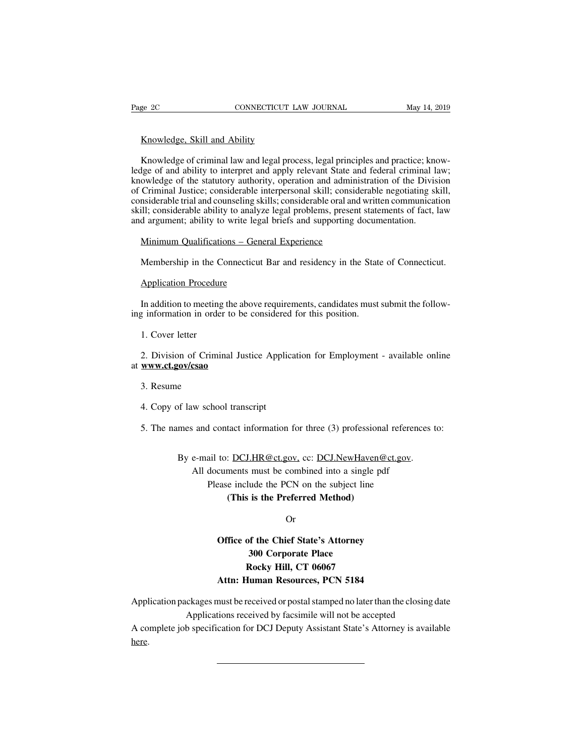Knowledge, Skill and Ability

Knowledge of criminal law and legal process, legal principles and practice; knowledge of and ability to interpret and apply relevant State and federal criminal law; knowledge of the statutory authority, operation and administration of the Division of Criminal Justice; considerable interpersonal skill; considerable negotiating skill, considerable trial and counseling skills; considerable oral and written communication skill; considerable ability to analyze legal problems, present statements of fact, law and argument; ability to write legal briefs and supporting documentation.

Minimum Qualifications – General Experience

Membership in the Connecticut Bar and residency in the State of Connecticut.

Application Procedure

In addition to meeting the above requirements, candidates must submit the following information in order to be considered for this position.

1. Cover letter

2. Division of Criminal Justice Application for Employment - available online at **www.ct.gov/csao**

3. Resume

4. Copy of law school transcript

5. The names and contact information for three (3) professional references to:

By e-mail to: DCJ.HR@ct.gov, cc: DCJ.NewHaven@ct.gov.
All documents must be combined into a single pdf
Please include the PCN on the subject line
**(This is the Preferred Method)**

Or

**Office of the Chief State's Attorney**
**300 Corporate Place**
**Rocky Hill, CT 06067**
**Attn: Human Resources, PCN 5184**

Application packages must be received or postal stamped no later than the closing date
Applications received by facsimile will not be accepted
A complete job specification for DCJ Deputy Assistant State's Attorney is available here.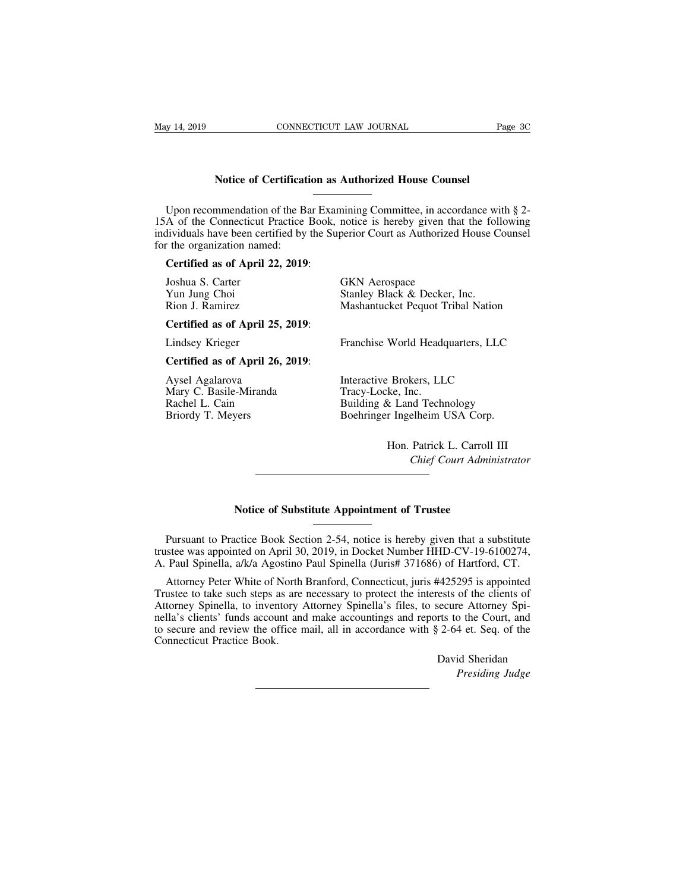## Notice of Certification as Authorized House Counsel

Upon recommendation of the Bar Examining Committee, in accordance with § 2-15A of the Connecticut Practice Book, notice is hereby given that the following individuals have been certified by the Superior Court as Authorized House Counsel for the organization named:

**Certified as of April 22, 2019**:

| | |
|---|---|
| Joshua S. Carter | GKN Aerospace |
| Yun Jung Choi | Stanley Black & Decker, Inc. |
| Rion J. Ramirez | Mashantucket Pequot Tribal Nation |

**Certified as of April 25, 2019**:

| | |
|---|---|
| Lindsey Krieger | Franchise World Headquarters, LLC |

**Certified as of April 26, 2019**:

| | |
|---|---|
| Aysel Agalarova | Interactive Brokers, LLC |
| Mary C. Basile-Miranda | Tracy-Locke, Inc. |
| Rachel L. Cain | Building & Land Technology |
| Briordy T. Meyers | Boehringer Ingelheim USA Corp. |

Hon. Patrick L. Carroll III
*Chief Court Administrator*

---

## Notice of Substitute Appointment of Trustee

Pursuant to Practice Book Section 2-54, notice is hereby given that a substitute trustee was appointed on April 30, 2019, in Docket Number HHD-CV-19-6100274, A. Paul Spinella, a/k/a Agostino Paul Spinella (Juris# 371686) of Hartford, CT.

Attorney Peter White of North Branford, Connecticut, juris #425295 is appointed Trustee to take such steps as are necessary to protect the interests of the clients of Attorney Spinella, to inventory Attorney Spinella's files, to secure Attorney Spinella's clients' funds account and make accountings and reports to the Court, and to secure and review the office mail, all in accordance with § 2-64 et. Seq. of the Connecticut Practice Book.

David Sheridan
*Presiding Judge*